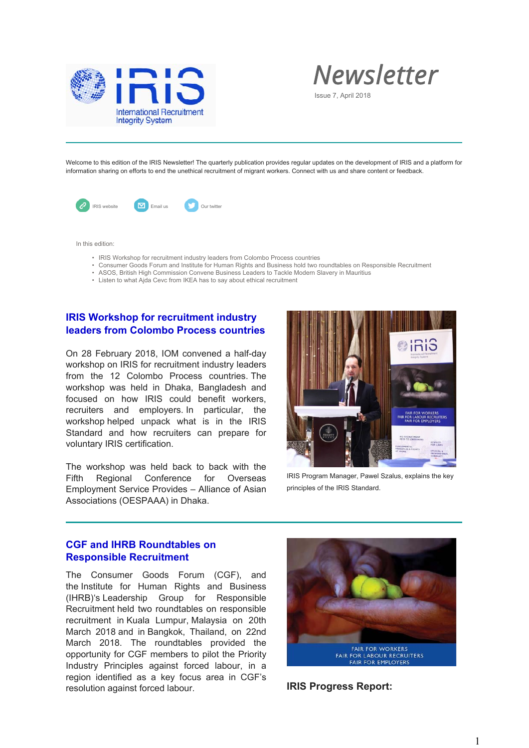IRIS
International Recruitment Integrity System

# Newsletter

Issue 7, April 2018

Welcome to this edition of the IRIS Newsletter! The quarterly publication provides regular updates on the development of IRIS and a platform for information sharing on efforts to end the unethical recruitment of migrant workers. Connect with us and share content or feedback.

IRIS website  Email us  Our twitter

In this edition:

- IRIS Workshop for recruitment industry leaders from Colombo Process countries
- Consumer Goods Forum and Institute for Human Rights and Business hold two roundtables on Responsible Recruitment
- ASOS, British High Commission Convene Business Leaders to Tackle Modern Slavery in Mauritius
- Listen to what Ajda Cevc from IKEA has to say about ethical recruitment

## IRIS Workshop for recruitment industry leaders from Colombo Process countries

On 28 February 2018, IOM convened a half-day workshop on IRIS for recruitment industry leaders from the 12 Colombo Process countries. The workshop was held in Dhaka, Bangladesh and focused on how IRIS could benefit workers, recruiters and employers. In particular, the workshop helped unpack what is in the IRIS Standard and how recruiters can prepare for voluntary IRIS certification.

The workshop was held back to back with the Fifth Regional Conference for Overseas Employment Service Provides – Alliance of Asian Associations (OESPAAA) in Dhaka.

IRIS Program Manager, Pawel Szalus, explains the key principles of the IRIS Standard.

## CGF and IHRB Roundtables on Responsible Recruitment

The Consumer Goods Forum (CGF), and the Institute for Human Rights and Business (IHRB)'s Leadership Group for Responsible Recruitment held two roundtables on responsible recruitment in Kuala Lumpur, Malaysia on 20th March 2018 and in Bangkok, Thailand, on 22nd March 2018. The roundtables provided the opportunity for CGF members to pilot the Priority Industry Principles against forced labour, in a region identified as a key focus area in CGF's resolution against forced labour.

FAIR FOR WORKERS
FAIR FOR LABOUR RECRUITERS
FAIR FOR EMPLOYERS

**IRIS Progress Report:**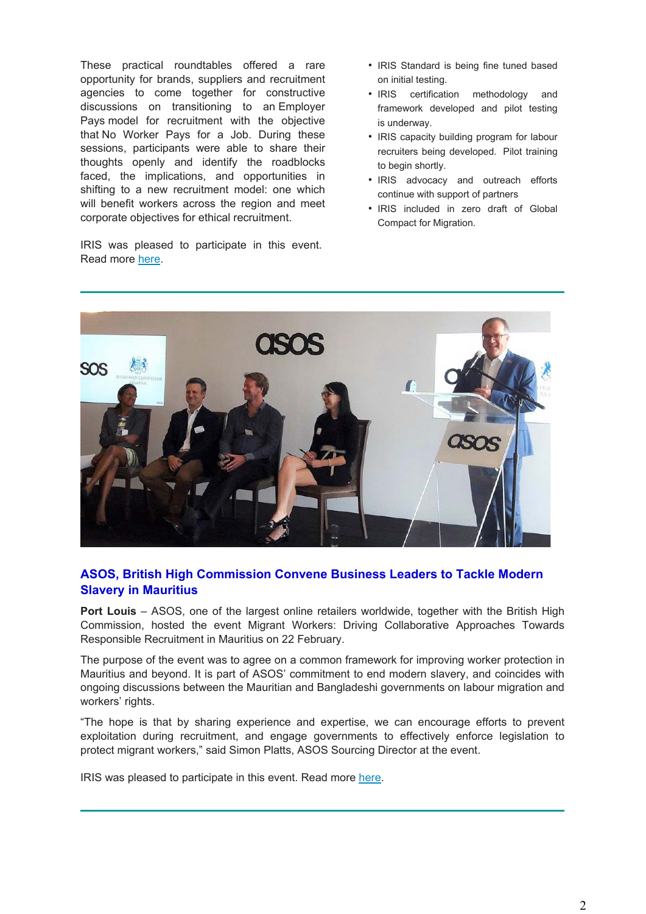These practical roundtables offered a rare opportunity for brands, suppliers and recruitment agencies to come together for constructive discussions on transitioning to an Employer Pays model for recruitment with the objective that No Worker Pays for a Job. During these sessions, participants were able to share their thoughts openly and identify the roadblocks faced, the implications, and opportunities in shifting to a new recruitment model: one which will benefit workers across the region and meet corporate objectives for ethical recruitment.

IRIS was pleased to participate in this event. Read more here.

- IRIS Standard is being fine tuned based on initial testing.
- IRIS certification methodology and framework developed and pilot testing is underway.
- IRIS capacity building program for labour recruiters being developed. Pilot training to begin shortly.
- IRIS advocacy and outreach efforts continue with support of partners
- IRIS included in zero draft of Global Compact for Migration.

---

## ASOS, British High Commission Convene Business Leaders to Tackle Modern Slavery in Mauritius

**Port Louis** – ASOS, one of the largest online retailers worldwide, together with the British High Commission, hosted the event Migrant Workers: Driving Collaborative Approaches Towards Responsible Recruitment in Mauritius on 22 February.

The purpose of the event was to agree on a common framework for improving worker protection in Mauritius and beyond. It is part of ASOS' commitment to end modern slavery, and coincides with ongoing discussions between the Mauritian and Bangladeshi governments on labour migration and workers' rights.

"The hope is that by sharing experience and expertise, we can encourage efforts to prevent exploitation during recruitment, and engage governments to effectively enforce legislation to protect migrant workers," said Simon Platts, ASOS Sourcing Director at the event.

IRIS was pleased to participate in this event. Read more here.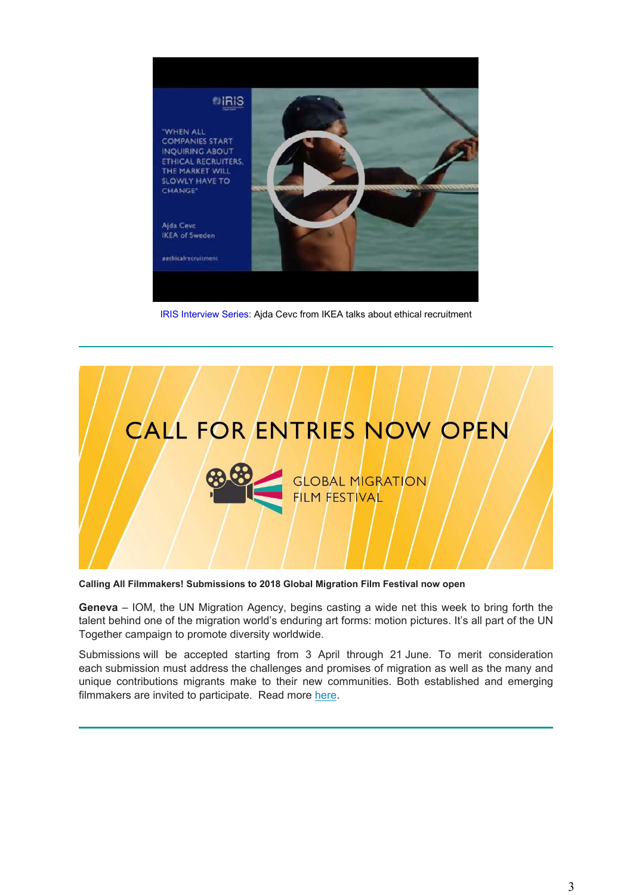IRIS Interview Series: Ajda Cevc from IKEA talks about ethical recruitment

---

**Calling All Filmmakers! Submissions to 2018 Global Migration Film Festival now open**

**Geneva** – IOM, the UN Migration Agency, begins casting a wide net this week to bring forth the talent behind one of the migration world's enduring art forms: motion pictures. It's all part of the UN Together campaign to promote diversity worldwide.

Submissions will be accepted starting from 3 April through 21 June. To merit consideration each submission must address the challenges and promises of migration as well as the many and unique contributions migrants make to their new communities. Both established and emerging filmmakers are invited to participate. Read more here.

---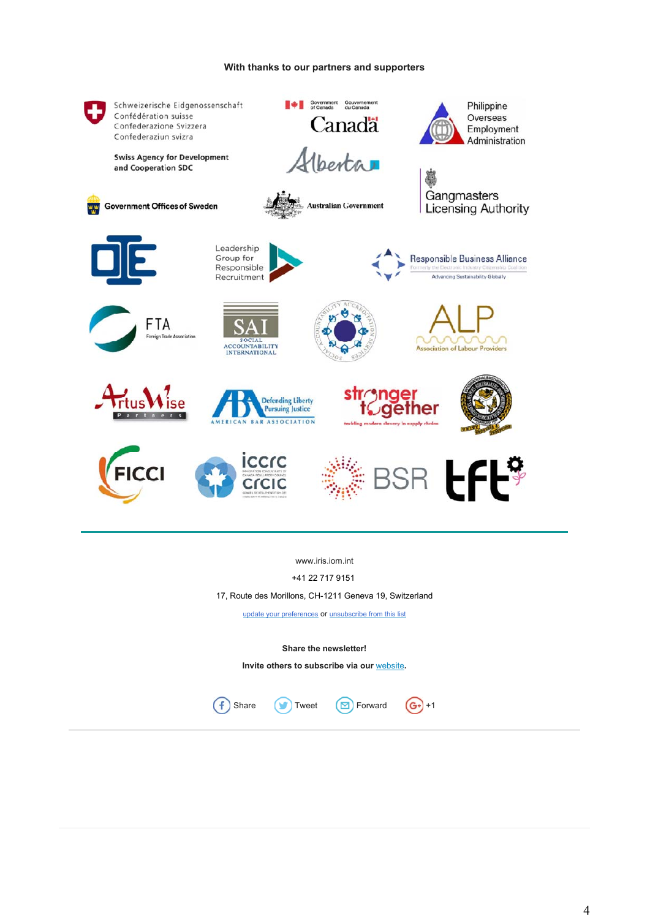**With thanks to our partners and supporters**

Schweizerische Eidgenossenschaft
Confédération suisse
Confederazione Svizzera
Confederaziun svizra

Swiss Agency for Development and Cooperation SDC

Government of Canada / Gouvernement du Canada

Canada

Alberta

Philippine Overseas Employment Administration

Government Offices of Sweden

Australian Government

Gangmasters Licensing Authority

Leadership Group for Responsible Recruitment

Responsible Business Alliance
Formerly the Electronic Industry Citizenship Coalition
Advancing Sustainability Globally

FTA
Foreign Trade Association

SAI
SOCIAL ACCOUNTABILITY INTERNATIONAL

ALP
Association of Labour Providers

ArtusWise Partners

Defending Liberty Pursuing Justice
AMERICAN BAR ASSOCIATION

stronger together
tackling modern slavery in supply chains

FICCI

iccrc crcic

BSR

tft

---

www.iris.iom.int

+41 22 717 9151

17, Route des Morillons, CH-1211 Geneva 19, Switzerland

update your preferences or unsubscribe from this list

**Share the newsletter!**

**Invite others to subscribe via our website.**

Share Tweet Forward +1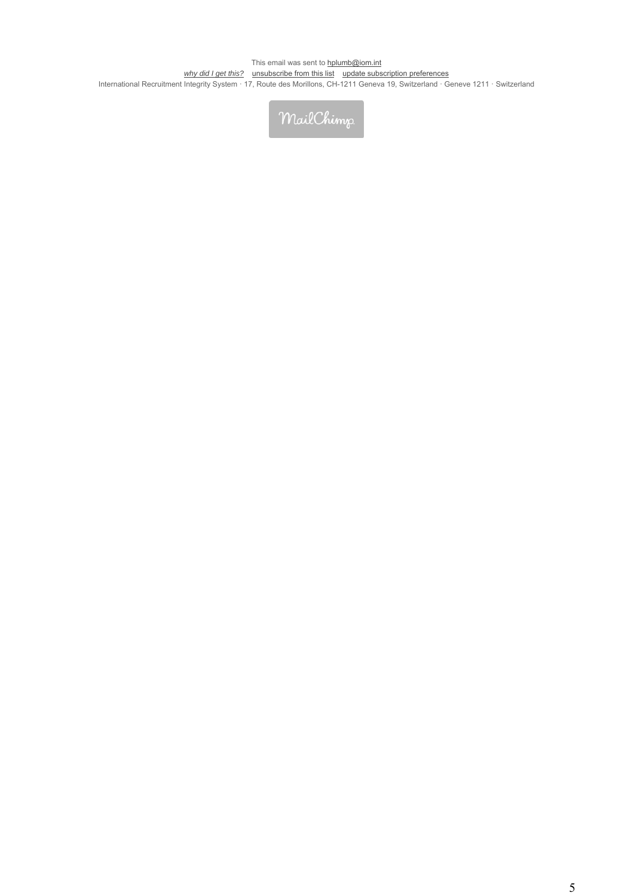This email was sent to hplumb@iom.int

*why did I get this?* unsubscribe from this list update subscription preferences

International Recruitment Integrity System · 17, Route des Morillons, CH-1211 Geneva 19, Switzerland · Geneve 1211 · Switzerland

MailChimp